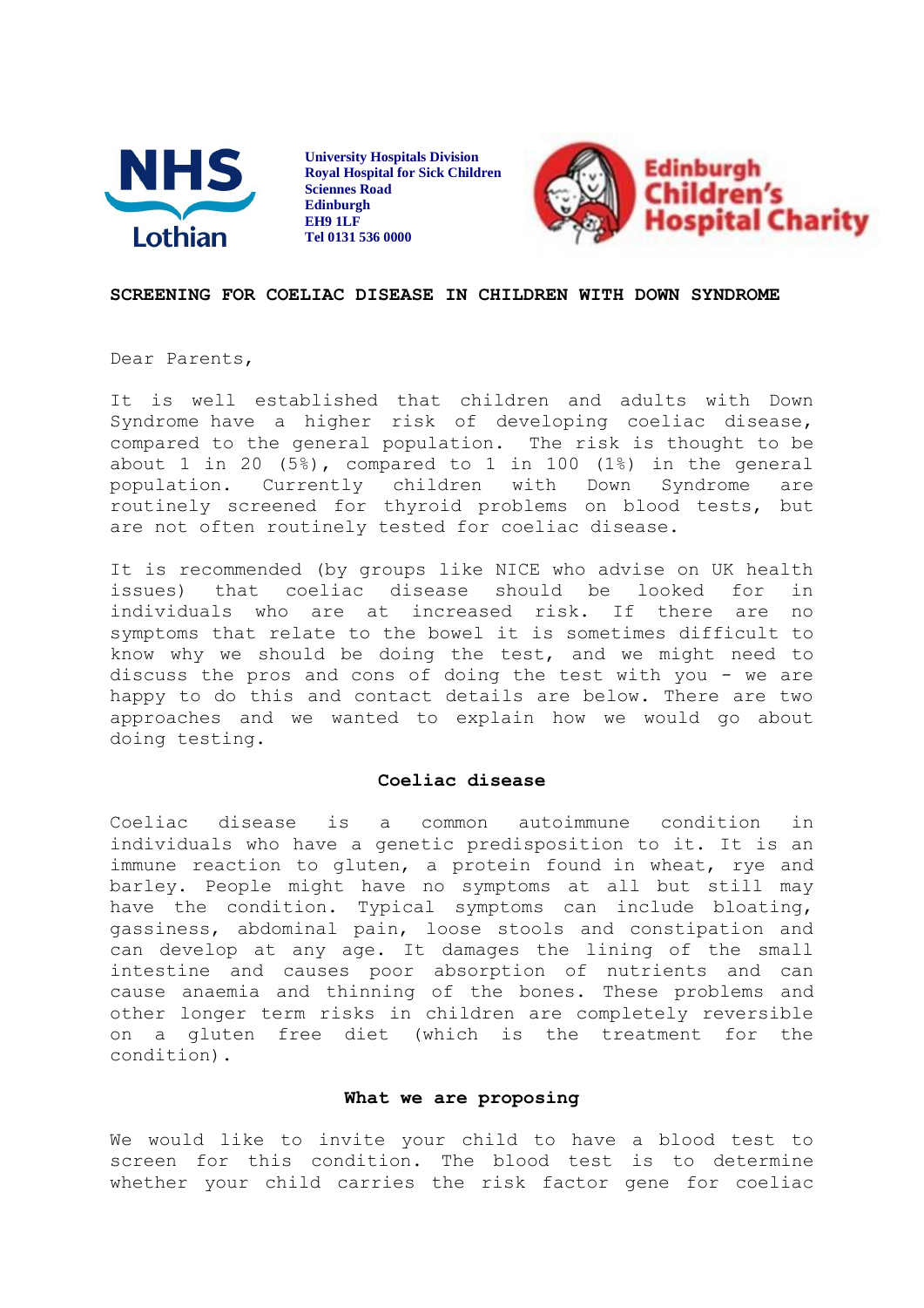University Hospitals Division
Royal Hospital for Sick Children
Sciennes Road
Edinburgh
EH9 1LF
Tel 0131 536 0000

**SCREENING FOR COELIAC DISEASE IN CHILDREN WITH DOWN SYNDROME**

Dear Parents,

It is well established that children and adults with Down Syndrome have a higher risk of developing coeliac disease, compared to the general population. The risk is thought to be about 1 in 20 (5%), compared to 1 in 100 (1%) in the general population. Currently children with Down Syndrome are routinely screened for thyroid problems on blood tests, but are not often routinely tested for coeliac disease.

It is recommended (by groups like NICE who advise on UK health issues) that coeliac disease should be looked for in individuals who are at increased risk. If there are no symptoms that relate to the bowel it is sometimes difficult to know why we should be doing the test, and we might need to discuss the pros and cons of doing the test with you - we are happy to do this and contact details are below. There are two approaches and we wanted to explain how we would go about doing testing.

## Coeliac disease

Coeliac disease is a common autoimmune condition in individuals who have a genetic predisposition to it. It is an immune reaction to gluten, a protein found in wheat, rye and barley. People might have no symptoms at all but still may have the condition. Typical symptoms can include bloating, gassiness, abdominal pain, loose stools and constipation and can develop at any age. It damages the lining of the small intestine and causes poor absorption of nutrients and can cause anaemia and thinning of the bones. These problems and other longer term risks in children are completely reversible on a gluten free diet (which is the treatment for the condition).

## What we are proposing

We would like to invite your child to have a blood test to screen for this condition. The blood test is to determine whether your child carries the risk factor gene for coeliac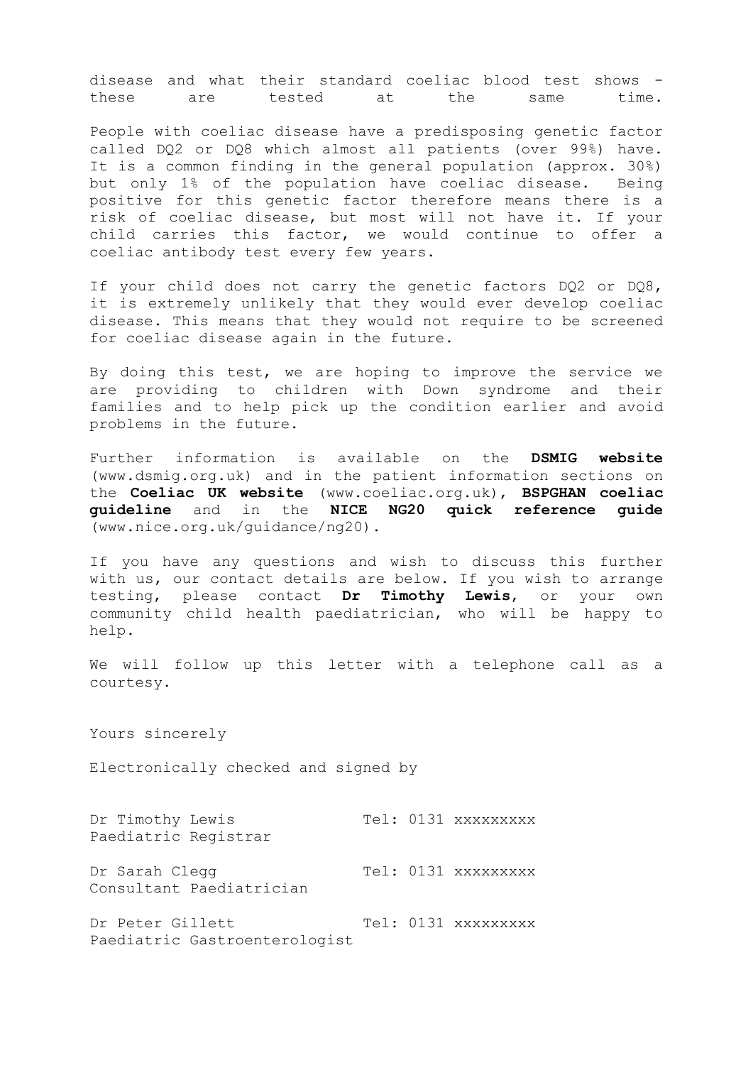disease and what their standard coeliac blood test shows - these are tested at the same time.

People with coeliac disease have a predisposing genetic factor called DQ2 or DQ8 which almost all patients (over 99%) have. It is a common finding in the general population (approx. 30%) but only 1% of the population have coeliac disease. Being positive for this genetic factor therefore means there is a risk of coeliac disease, but most will not have it. If your child carries this factor, we would continue to offer a coeliac antibody test every few years.

If your child does not carry the genetic factors DQ2 or DQ8, it is extremely unlikely that they would ever develop coeliac disease. This means that they would not require to be screened for coeliac disease again in the future.

By doing this test, we are hoping to improve the service we are providing to children with Down syndrome and their families and to help pick up the condition earlier and avoid problems in the future.

Further information is available on the **DSMIG website** (www.dsmig.org.uk) and in the patient information sections on the **Coeliac UK website** (www.coeliac.org.uk), **BSPGHAN coeliac guideline** and in the **NICE NG20 quick reference guide** (www.nice.org.uk/guidance/ng20).

If you have any questions and wish to discuss this further with us, our contact details are below. If you wish to arrange testing, please contact **Dr Timothy Lewis**, or your own community child health paediatrician, who will be happy to help.

We will follow up this letter with a telephone call as a courtesy.

Yours sincerely

Electronically checked and signed by

Dr Timothy Lewis — Tel: 0131 xxxxxxxxx
Paediatric Registrar

Dr Sarah Clegg — Tel: 0131 xxxxxxxxx
Consultant Paediatrician

Dr Peter Gillett — Tel: 0131 xxxxxxxxx
Paediatric Gastroenterologist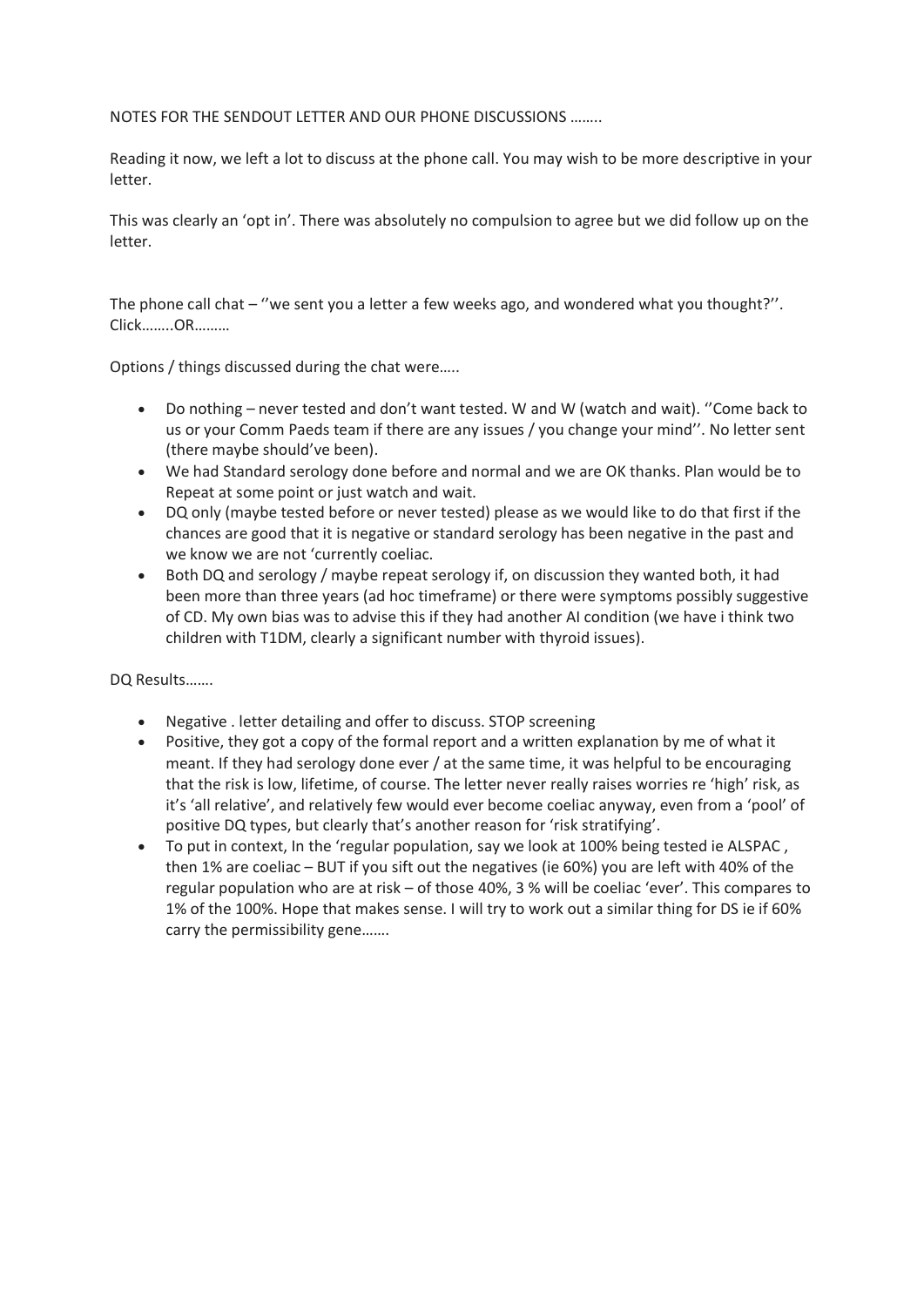NOTES FOR THE SENDOUT LETTER AND OUR PHONE DISCUSSIONS ……..

Reading it now, we left a lot to discuss at the phone call. You may wish to be more descriptive in your letter.

This was clearly an 'opt in'. There was absolutely no compulsion to agree but we did follow up on the letter.

The phone call chat – ''we sent you a letter a few weeks ago, and wondered what you thought?''. Click……..OR………

Options / things discussed during the chat were…..

- Do nothing – never tested and don't want tested. W and W (watch and wait). ''Come back to us or your Comm Paeds team if there are any issues / you change your mind''. No letter sent (there maybe should've been).
- We had Standard serology done before and normal and we are OK thanks. Plan would be to Repeat at some point or just watch and wait.
- DQ only (maybe tested before or never tested) please as we would like to do that first if the chances are good that it is negative or standard serology has been negative in the past and we know we are not 'currently coeliac.
- Both DQ and serology / maybe repeat serology if, on discussion they wanted both, it had been more than three years (ad hoc timeframe) or there were symptoms possibly suggestive of CD. My own bias was to advise this if they had another AI condition (we have i think two children with T1DM, clearly a significant number with thyroid issues).

DQ Results…….

- Negative . letter detailing and offer to discuss. STOP screening
- Positive, they got a copy of the formal report and a written explanation by me of what it meant. If they had serology done ever / at the same time, it was helpful to be encouraging that the risk is low, lifetime, of course. The letter never really raises worries re 'high' risk, as it's 'all relative', and relatively few would ever become coeliac anyway, even from a 'pool' of positive DQ types, but clearly that's another reason for 'risk stratifying'.
- To put in context, In the 'regular population, say we look at 100% being tested ie ALSPAC , then 1% are coeliac – BUT if you sift out the negatives (ie 60%) you are left with 40% of the regular population who are at risk – of those 40%, 3 % will be coeliac 'ever'. This compares to 1% of the 100%. Hope that makes sense. I will try to work out a similar thing for DS ie if 60% carry the permissibility gene…….